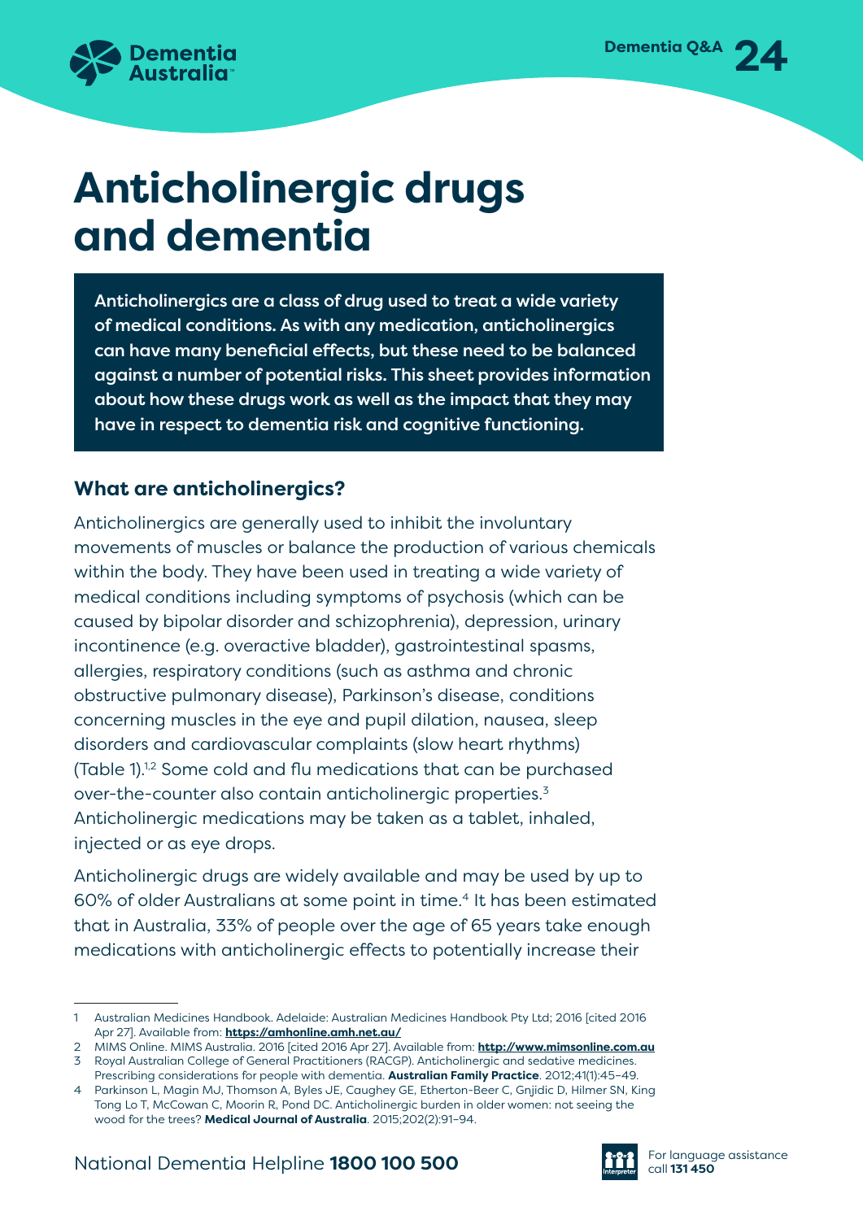# Anticholinergic drugs and dementia

**Anticholinergics are a class of drug used to treat a wide variety of medical conditions. As with any medication, anticholinergics can have many beneficial effects, but these need to be balanced against a number of potential risks. This sheet provides information about how these drugs work as well as the impact that they may have in respect to dementia risk and cognitive functioning.**

## What are anticholinergics?

Anticholinergics are generally used to inhibit the involuntary movements of muscles or balance the production of various chemicals within the body. They have been used in treating a wide variety of medical conditions including symptoms of psychosis (which can be caused by bipolar disorder and schizophrenia), depression, urinary incontinence (e.g. overactive bladder), gastrointestinal spasms, allergies, respiratory conditions (such as asthma and chronic obstructive pulmonary disease), Parkinson's disease, conditions concerning muscles in the eye and pupil dilation, nausea, sleep disorders and cardiovascular complaints (slow heart rhythms) (Table 1).[1,2] Some cold and flu medications that can be purchased over-the-counter also contain anticholinergic properties.[3] Anticholinergic medications may be taken as a tablet, inhaled, injected or as eye drops.

Anticholinergic drugs are widely available and may be used by up to 60% of older Australians at some point in time.[4] It has been estimated that in Australia, 33% of people over the age of 65 years take enough medications with anticholinergic effects to potentially increase their

---

1 Australian Medicines Handbook. Adelaide: Australian Medicines Handbook Pty Ltd; 2016 [cited 2016 Apr 27]. Available from: **https://amhonline.amh.net.au/**

2 MIMS Online. MIMS Australia. 2016 [cited 2016 Apr 27]. Available from: **http://www.mimsonline.com.au**

3 Royal Australian College of General Practitioners (RACGP). Anticholinergic and sedative medicines. Prescribing considerations for people with dementia. **Australian Family Practice**. 2012;41(1):45–49.

4 Parkinson L, Magin MJ, Thomson A, Byles JE, Caughey GE, Etherton-Beer C, Gnjidic D, Hilmer SN, King Tong Lo T, McCowan C, Moorin R, Pond DC. Anticholinergic burden in older women: not seeing the wood for the trees? **Medical Journal of Australia**. 2015;202(2):91–94.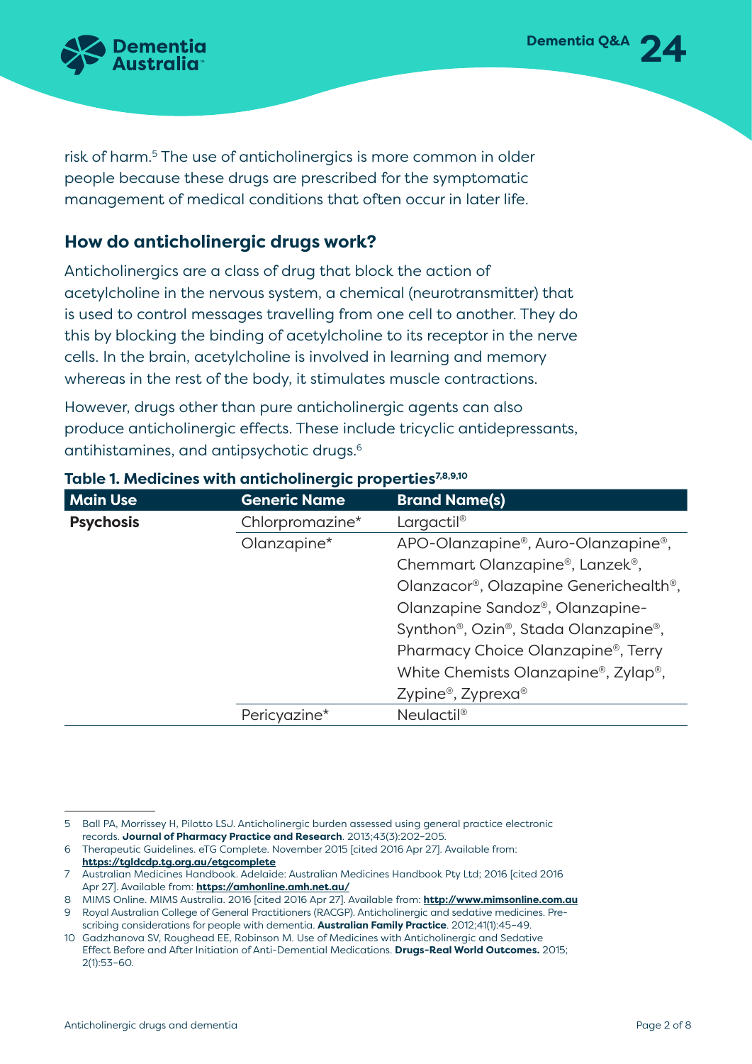risk of harm.[5] The use of anticholinergics is more common in older people because these drugs are prescribed for the symptomatic management of medical conditions that often occur in later life.

## How do anticholinergic drugs work?

Anticholinergics are a class of drug that block the action of acetylcholine in the nervous system, a chemical (neurotransmitter) that is used to control messages travelling from one cell to another. They do this by blocking the binding of acetylcholine to its receptor in the nerve cells. In the brain, acetylcholine is involved in learning and memory whereas in the rest of the body, it stimulates muscle contractions.

However, drugs other than pure anticholinergic agents can also produce anticholinergic effects. These include tricyclic antidepressants, antihistamines, and antipsychotic drugs.[6]

**Table 1. Medicines with anticholinergic properties[7,8,9,10]**

| Main Use | Generic Name | Brand Name(s) |
|---|---|---|
| **Psychosis** | Chlorpromazine* | Largactil® |
| | Olanzapine* | APO-Olanzapine®, Auro-Olanzapine®, Chemmart Olanzapine®, Lanzek®, Olanzacor®, Olazapine Generichealth®, Olanzapine Sandoz®, Olanzapine-Synthon®, Ozin®, Stada Olanzapine®, Pharmacy Choice Olanzapine®, Terry White Chemists Olanzapine®, Zylap®, Zypine®, Zyprexa® |
| | Pericyazine* | Neulactil® |

---

5 Ball PA, Morrissey H, Pilotto LSJ. Anticholinergic burden assessed using general practice electronic records. **Journal of Pharmacy Practice and Research**. 2013;43(3):202–205.

6 Therapeutic Guidelines. eTG Complete. November 2015 [cited 2016 Apr 27]. Available from: **https://tgldcdp.tg.org.au/etgcomplete**

7 Australian Medicines Handbook. Adelaide: Australian Medicines Handbook Pty Ltd; 2016 [cited 2016 Apr 27]. Available from: **https://amhonline.amh.net.au/**

8 MIMS Online. MIMS Australia. 2016 [cited 2016 Apr 27]. Available from: **http://www.mimsonline.com.au**

9 Royal Australian College of General Practitioners (RACGP). Anticholinergic and sedative medicines. Prescribing considerations for people with dementia. **Australian Family Practice**. 2012;41(1):45–49.

10 Gadzhanova SV, Roughead EE, Robinson M. Use of Medicines with Anticholinergic and Sedative Effect Before and After Initiation of Anti-Demential Medications. **Drugs-Real World Outcomes.** 2015; 2(1):53–60.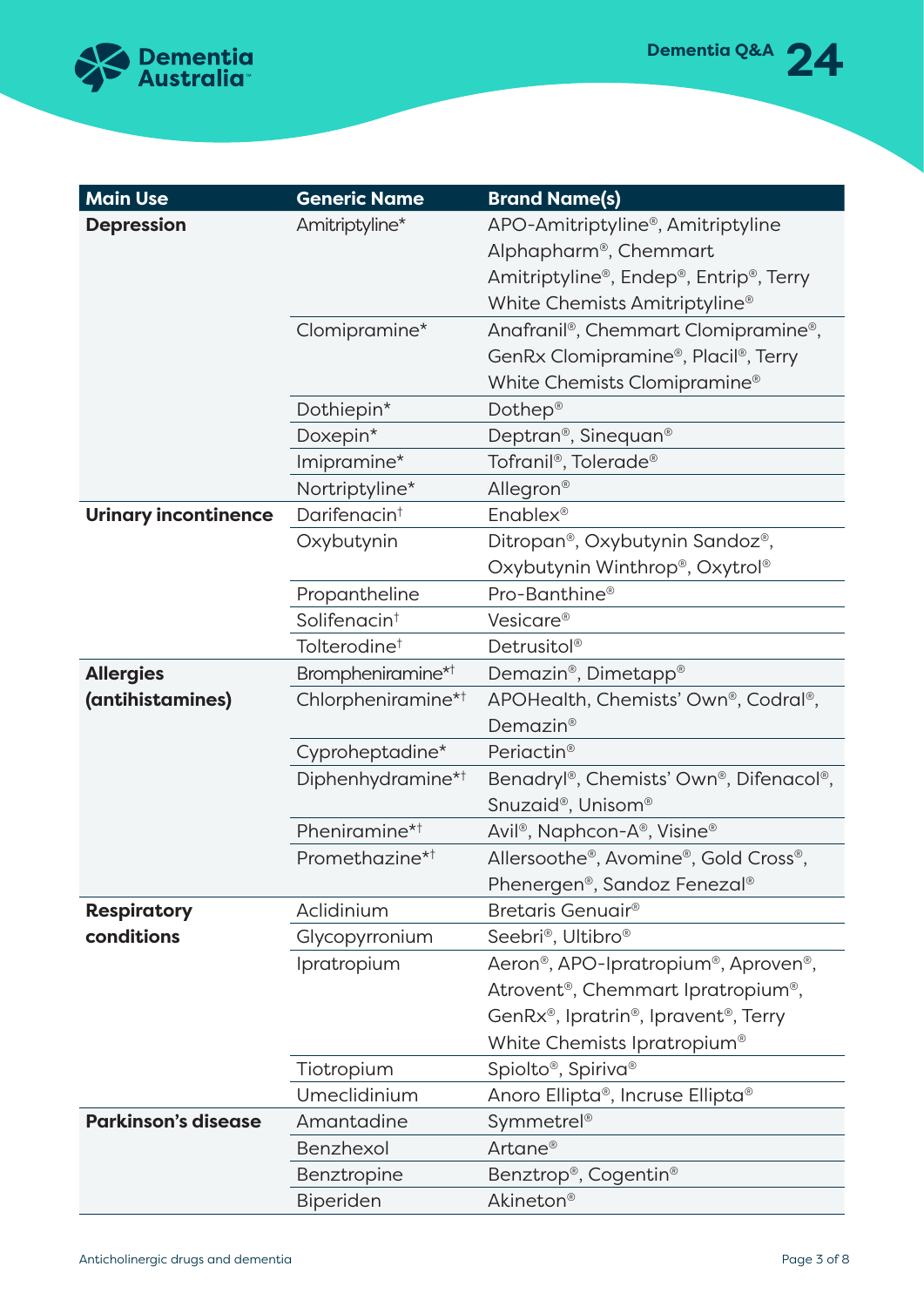| Main Use | Generic Name | Brand Name(s) |
|---|---|---|
| **Depression** | Amitriptyline* | APO-Amitriptyline®, Amitriptyline Alphapharm®, Chemmart Amitriptyline®, Endep®, Entrip®, Terry White Chemists Amitriptyline® |
| | Clomipramine* | Anafranil®, Chemmart Clomipramine®, GenRx Clomipramine®, Placil®, Terry White Chemists Clomipramine® |
| | Dothiepin* | Dothep® |
| | Doxepin* | Deptran®, Sinequan® |
| | Imipramine* | Tofranil®, Tolerade® |
| | Nortriptyline* | Allegron® |
| **Urinary incontinence** | Darifenacin† | Enablex® |
| | Oxybutynin | Ditropan®, Oxybutynin Sandoz®, Oxybutynin Winthrop®, Oxytrol® |
| | Propantheline | Pro-Banthine® |
| | Solifenacin† | Vesicare® |
| | Tolterodine† | Detrusitol® |
| **Allergies (antihistamines)** | Brompheniramine*† | Demazin®, Dimetapp® |
| | Chlorpheniramine*† | APOHealth, Chemists' Own®, Codral®, Demazin® |
| | Cyproheptadine* | Periactin® |
| | Diphenhydramine*† | Benadryl®, Chemists' Own®, Difenacol®, Snuzaid®, Unisom® |
| | Pheniramine*† | Avil®, Naphcon-A®, Visine® |
| | Promethazine*† | Allersoothe®, Avomine®, Gold Cross®, Phenergen®, Sandoz Fenezal® |
| **Respiratory conditions** | Aclidinium | Bretaris Genuair® |
| | Glycopyrronium | Seebri®, Ultibro® |
| | Ipratropium | Aeron®, APO-Ipratropium®, Aproven®, Atrovent®, Chemmart Ipratropium®, GenRx®, Ipratrin®, Ipravent®, Terry White Chemists Ipratropium® |
| | Tiotropium | Spiolto®, Spiriva® |
| | Umeclidinium | Anoro Ellipta®, Incruse Ellipta® |
| **Parkinson's disease** | Amantadine | Symmetrel® |
| | Benzhexol | Artane® |
| | Benztropine | Benztrop®, Cogentin® |
| | Biperiden | Akineton® |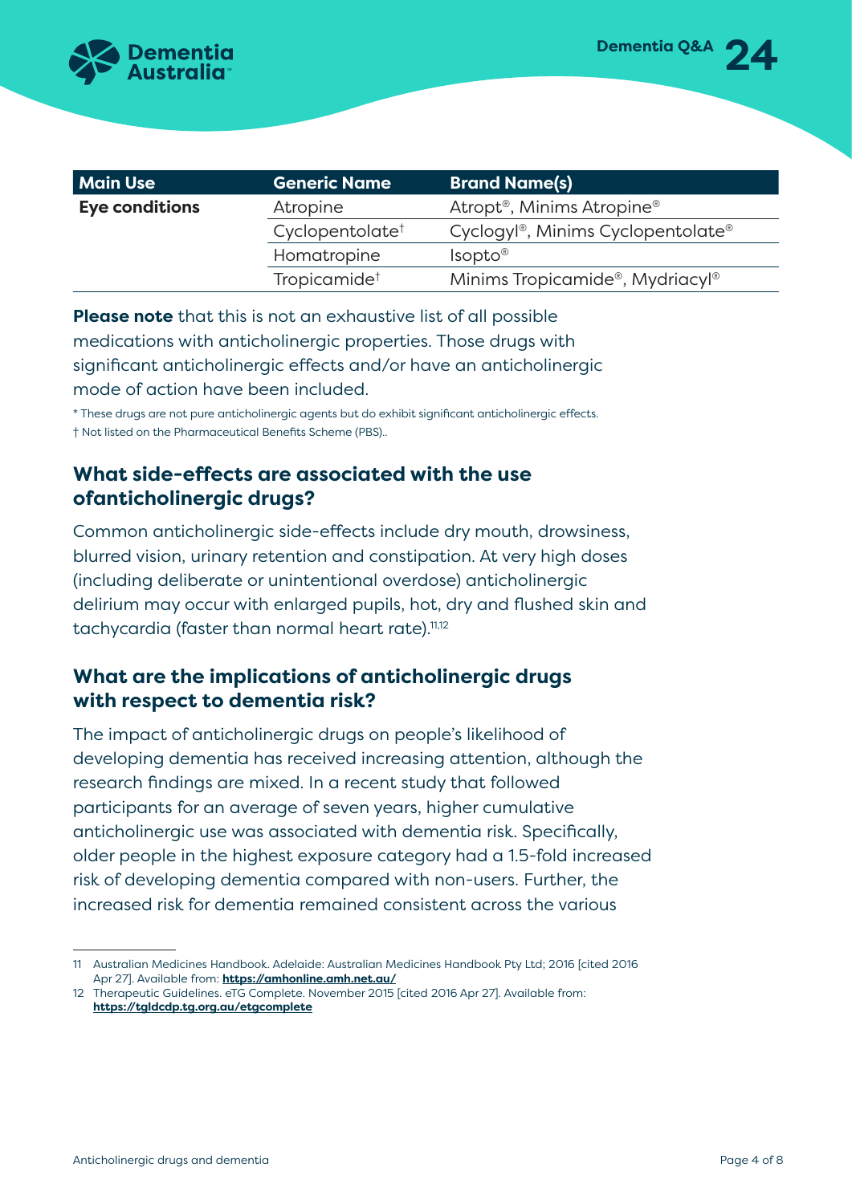| Main Use | Generic Name | Brand Name(s) |
|---|---|---|
| **Eye conditions** | Atropine | Atropt®, Minims Atropine® |
| | Cyclopentolate† | Cyclogyl®, Minims Cyclopentolate® |
| | Homatropine | Isopto® |
| | Tropicamide† | Minims Tropicamide®, Mydriacyl® |

**Please note** that this is not an exhaustive list of all possible medications with anticholinergic properties. Those drugs with significant anticholinergic effects and/or have an anticholinergic mode of action have been included.

* These drugs are not pure anticholinergic agents but do exhibit significant anticholinergic effects.

† Not listed on the Pharmaceutical Benefits Scheme (PBS)..

## What side-effects are associated with the use ofanticholinergic drugs?

Common anticholinergic side-effects include dry mouth, drowsiness, blurred vision, urinary retention and constipation. At very high doses (including deliberate or unintentional overdose) anticholinergic delirium may occur with enlarged pupils, hot, dry and flushed skin and tachycardia (faster than normal heart rate).[11,12]

## What are the implications of anticholinergic drugs with respect to dementia risk?

The impact of anticholinergic drugs on people's likelihood of developing dementia has received increasing attention, although the research findings are mixed. In a recent study that followed participants for an average of seven years, higher cumulative anticholinergic use was associated with dementia risk. Specifically, older people in the highest exposure category had a 1.5-fold increased risk of developing dementia compared with non-users. Further, the increased risk for dementia remained consistent across the various

11 Australian Medicines Handbook. Adelaide: Australian Medicines Handbook Pty Ltd; 2016 [cited 2016 Apr 27]. Available from: **https://amhonline.amh.net.au/**

12 Therapeutic Guidelines. eTG Complete. November 2015 [cited 2016 Apr 27]. Available from: **https://tgldcdp.tg.org.au/etgcomplete**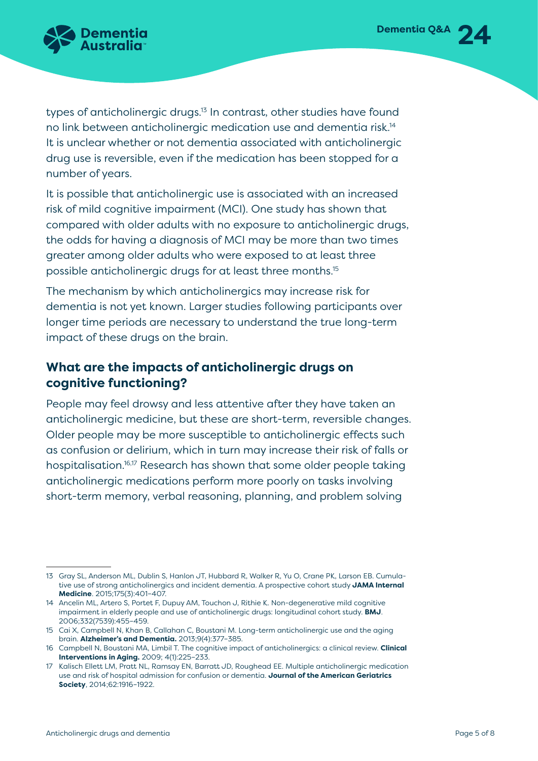types of anticholinergic drugs.[13] In contrast, other studies have found no link between anticholinergic medication use and dementia risk.[14] It is unclear whether or not dementia associated with anticholinergic drug use is reversible, even if the medication has been stopped for a number of years.

It is possible that anticholinergic use is associated with an increased risk of mild cognitive impairment (MCI). One study has shown that compared with older adults with no exposure to anticholinergic drugs, the odds for having a diagnosis of MCI may be more than two times greater among older adults who were exposed to at least three possible anticholinergic drugs for at least three months.[15]

The mechanism by which anticholinergics may increase risk for dementia is not yet known. Larger studies following participants over longer time periods are necessary to understand the true long-term impact of these drugs on the brain.

## What are the impacts of anticholinergic drugs on cognitive functioning?

People may feel drowsy and less attentive after they have taken an anticholinergic medicine, but these are short-term, reversible changes. Older people may be more susceptible to anticholinergic effects such as confusion or delirium, which in turn may increase their risk of falls or hospitalisation.[16,17] Research has shown that some older people taking anticholinergic medications perform more poorly on tasks involving short-term memory, verbal reasoning, planning, and problem solving

---

13 Gray SL, Anderson ML, Dublin S, Hanlon JT, Hubbard R, Walker R, Yu O, Crane PK, Larson EB. Cumulative use of strong anticholinergics and incident dementia. A prospective cohort study **JAMA Internal Medicine**. 2015;175(3):401–407.

14 Ancelin ML, Artero S, Portet F, Dupuy AM, Touchon J, Rithie K. Non-degenerative mild cognitive impairment in elderly people and use of anticholinergic drugs: longitudinal cohort study. **BMJ**. 2006;332(7539):455–459.

15 Cai X, Campbell N, Khan B, Callahan C, Boustani M. Long-term anticholinergic use and the aging brain. **Alzheimer's and Dementia.** 2013;9(4):377–385.

16 Campbell N, Boustani MA, Limbil T. The cognitive impact of anticholinergics: a clinical review. **Clinical Interventions in Aging.** 2009; 4(1):225–233.

17 Kalisch Ellett LM, Pratt NL, Ramsay EN, Barratt JD, Roughead EE. Multiple anticholinergic medication use and risk of hospital admission for confusion or dementia. **Journal of the American Geriatrics Society**, 2014;62:1916–1922.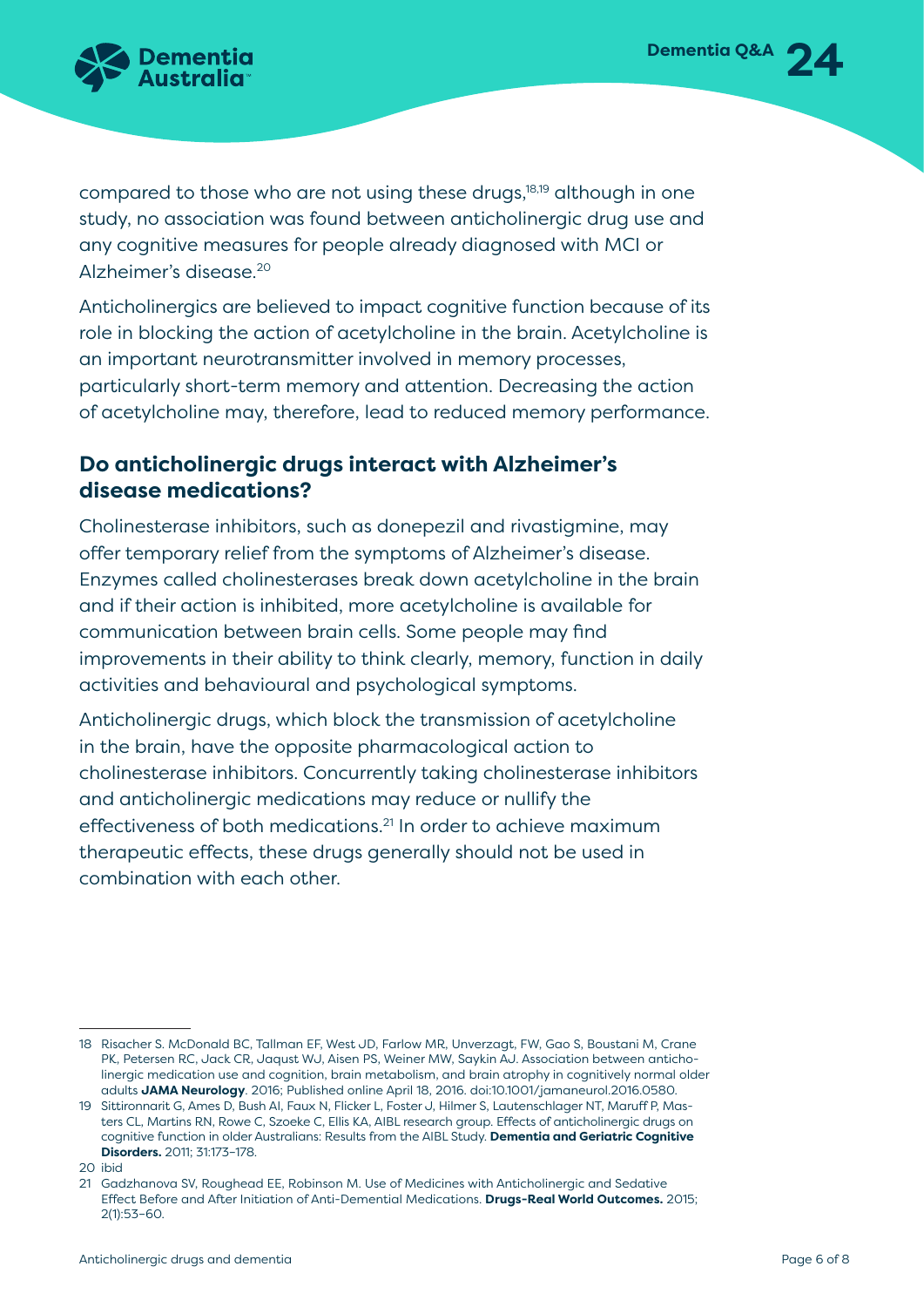compared to those who are not using these drugs,[18,19] although in one study, no association was found between anticholinergic drug use and any cognitive measures for people already diagnosed with MCI or Alzheimer's disease.[20]

Anticholinergics are believed to impact cognitive function because of its role in blocking the action of acetylcholine in the brain. Acetylcholine is an important neurotransmitter involved in memory processes, particularly short-term memory and attention. Decreasing the action of acetylcholine may, therefore, lead to reduced memory performance.

## Do anticholinergic drugs interact with Alzheimer's disease medications?

Cholinesterase inhibitors, such as donepezil and rivastigmine, may offer temporary relief from the symptoms of Alzheimer's disease. Enzymes called cholinesterases break down acetylcholine in the brain and if their action is inhibited, more acetylcholine is available for communication between brain cells. Some people may find improvements in their ability to think clearly, memory, function in daily activities and behavioural and psychological symptoms.

Anticholinergic drugs, which block the transmission of acetylcholine in the brain, have the opposite pharmacological action to cholinesterase inhibitors. Concurrently taking cholinesterase inhibitors and anticholinergic medications may reduce or nullify the effectiveness of both medications.[21] In order to achieve maximum therapeutic effects, these drugs generally should not be used in combination with each other.

---

18 Risacher S. McDonald BC, Tallman EF, West JD, Farlow MR, Unverzagt, FW, Gao S, Boustani M, Crane PK, Petersen RC, Jack CR, Jaqust WJ, Aisen PS, Weiner MW, Saykin AJ. Association between anticholinergic medication use and cognition, brain metabolism, and brain atrophy in cognitively normal older adults **JAMA Neurology**. 2016; Published online April 18, 2016. doi:10.1001/jamaneurol.2016.0580.

19 Sittironnarit G, Ames D, Bush AI, Faux N, Flicker L, Foster J, Hilmer S, Lautenschlager NT, Maruff P, Masters CL, Martins RN, Rowe C, Szoeke C, Ellis KA, AIBL research group. Effects of anticholinergic drugs on cognitive function in older Australians: Results from the AIBL Study. **Dementia and Geriatric Cognitive Disorders.** 2011; 31:173–178.

20 ibid

21 Gadzhanova SV, Roughead EE, Robinson M. Use of Medicines with Anticholinergic and Sedative Effect Before and After Initiation of Anti-Demential Medications. **Drugs-Real World Outcomes.** 2015; 2(1):53–60.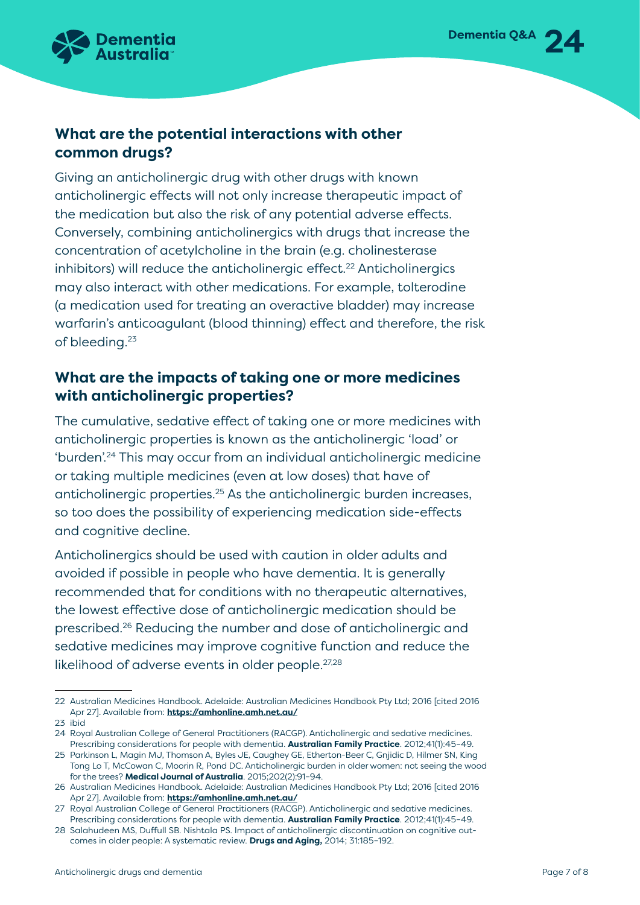## What are the potential interactions with other common drugs?

Giving an anticholinergic drug with other drugs with known anticholinergic effects will not only increase therapeutic impact of the medication but also the risk of any potential adverse effects. Conversely, combining anticholinergics with drugs that increase the concentration of acetylcholine in the brain (e.g. cholinesterase inhibitors) will reduce the anticholinergic effect.[22] Anticholinergics may also interact with other medications. For example, tolterodine (a medication used for treating an overactive bladder) may increase warfarin's anticoagulant (blood thinning) effect and therefore, the risk of bleeding.[23]

## What are the impacts of taking one or more medicines with anticholinergic properties?

The cumulative, sedative effect of taking one or more medicines with anticholinergic properties is known as the anticholinergic 'load' or 'burden'.[24] This may occur from an individual anticholinergic medicine or taking multiple medicines (even at low doses) that have of anticholinergic properties.[25] As the anticholinergic burden increases, so too does the possibility of experiencing medication side-effects and cognitive decline.

Anticholinergics should be used with caution in older adults and avoided if possible in people who have dementia. It is generally recommended that for conditions with no therapeutic alternatives, the lowest effective dose of anticholinergic medication should be prescribed.[26] Reducing the number and dose of anticholinergic and sedative medicines may improve cognitive function and reduce the likelihood of adverse events in older people.[27,28]

---

22 Australian Medicines Handbook. Adelaide: Australian Medicines Handbook Pty Ltd; 2016 [cited 2016 Apr 27]. Available from: **https://amhonline.amh.net.au/**

23 ibid

24 Royal Australian College of General Practitioners (RACGP). Anticholinergic and sedative medicines. Prescribing considerations for people with dementia. **Australian Family Practice**. 2012;41(1):45–49.

25 Parkinson L, Magin MJ, Thomson A, Byles JE, Caughey GE, Etherton-Beer C, Gnjidic D, Hilmer SN, King Tong Lo T, McCowan C, Moorin R, Pond DC. Anticholinergic burden in older women: not seeing the wood for the trees? **Medical Journal of Australia**. 2015;202(2):91–94.

26 Australian Medicines Handbook. Adelaide: Australian Medicines Handbook Pty Ltd; 2016 [cited 2016 Apr 27]. Available from: **https://amhonline.amh.net.au/**

27 Royal Australian College of General Practitioners (RACGP). Anticholinergic and sedative medicines. Prescribing considerations for people with dementia. **Australian Family Practice**. 2012;41(1):45–49.

28 Salahudeen MS, Duffull SB. Nishtala PS. Impact of anticholinergic discontinuation on cognitive outcomes in older people: A systematic review. **Drugs and Aging,** 2014; 31:185–192.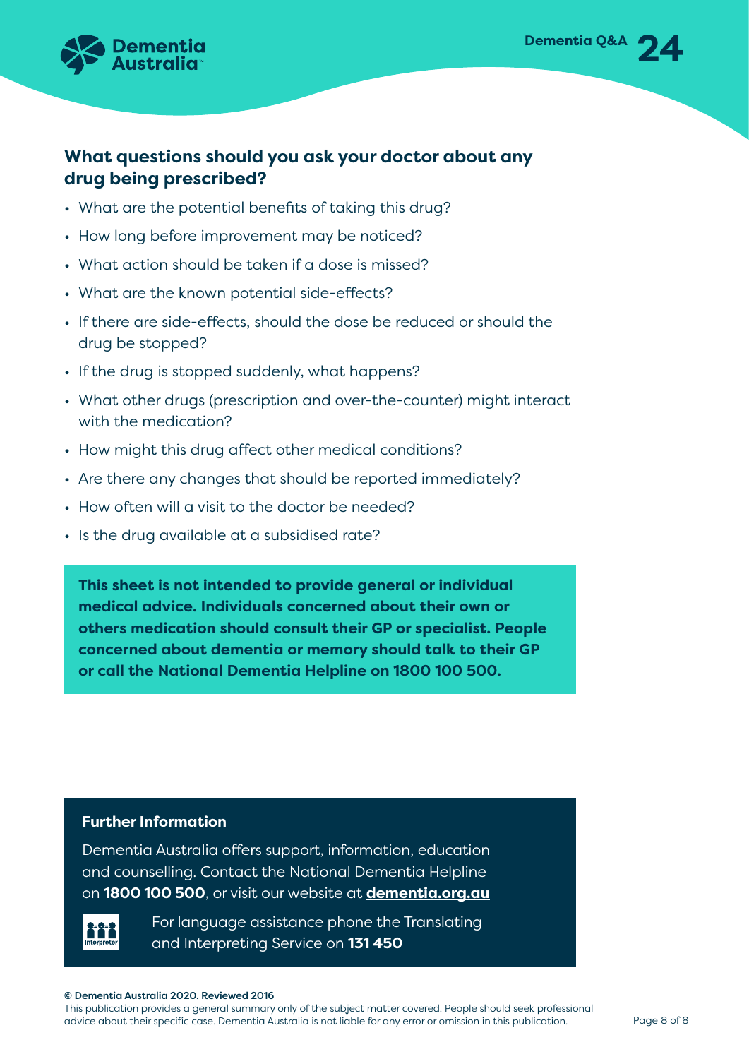## What questions should you ask your doctor about any drug being prescribed?

- What are the potential benefits of taking this drug?
- How long before improvement may be noticed?
- What action should be taken if a dose is missed?
- What are the known potential side-effects?
- If there are side-effects, should the dose be reduced or should the drug be stopped?
- If the drug is stopped suddenly, what happens?
- What other drugs (prescription and over-the-counter) might interact with the medication?
- How might this drug affect other medical conditions?
- Are there any changes that should be reported immediately?
- How often will a visit to the doctor be needed?
- Is the drug available at a subsidised rate?

**This sheet is not intended to provide general or individual medical advice. Individuals concerned about their own or others medication should consult their GP or specialist. People concerned about dementia or memory should talk to their GP or call the National Dementia Helpline on 1800 100 500.**

### Further Information

Dementia Australia offers support, information, education and counselling. Contact the National Dementia Helpline on **1800 100 500**, or visit our website at **dementia.org.au**

For language assistance phone the Translating and Interpreting Service on **131 450**

**© Dementia Australia 2020. Reviewed 2016**

This publication provides a general summary only of the subject matter covered. People should seek professional advice about their specific case. Dementia Australia is not liable for any error or omission in this publication.